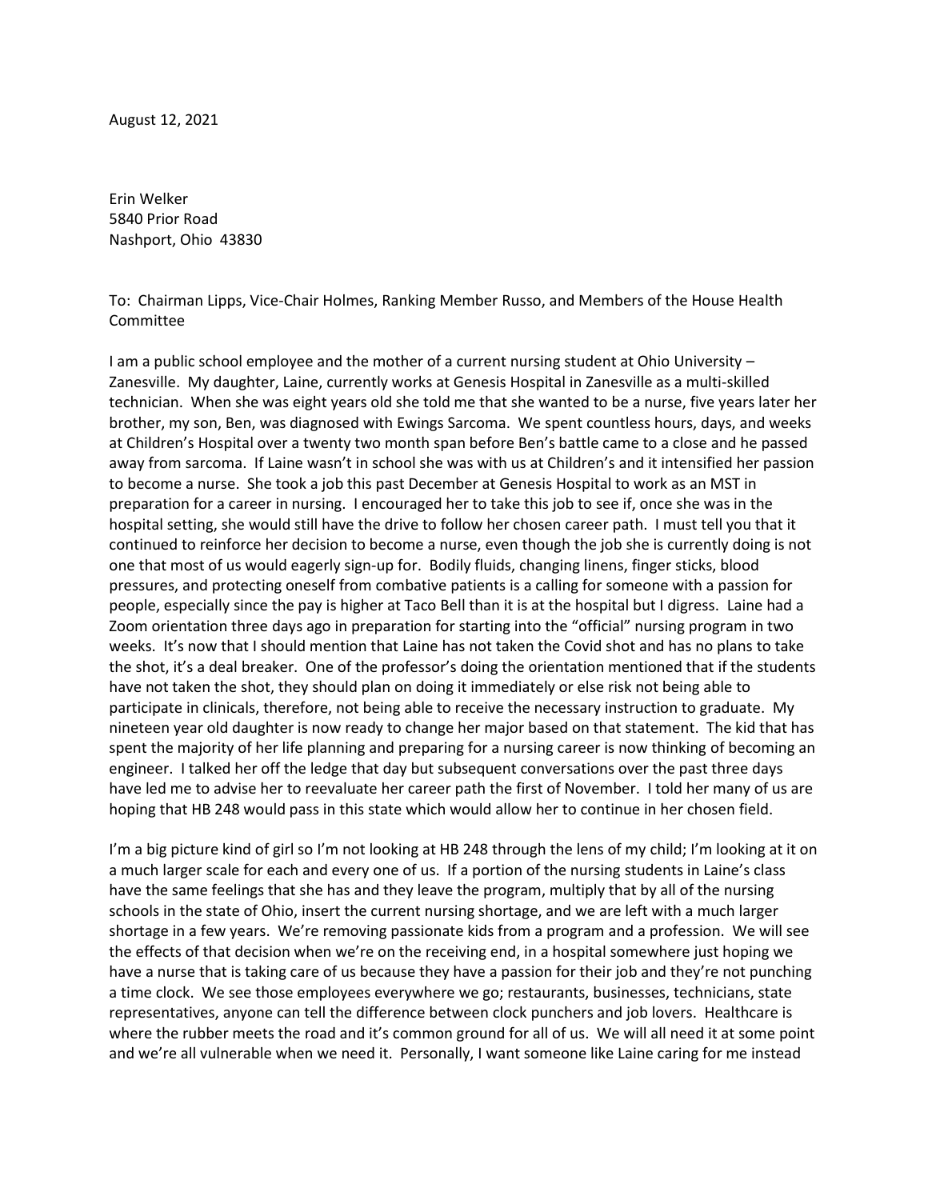August 12, 2021

Erin Welker
5840 Prior Road
Nashport, Ohio 43830

To: Chairman Lipps, Vice-Chair Holmes, Ranking Member Russo, and Members of the House Health Committee

I am a public school employee and the mother of a current nursing student at Ohio University – Zanesville. My daughter, Laine, currently works at Genesis Hospital in Zanesville as a multi-skilled technician. When she was eight years old she told me that she wanted to be a nurse, five years later her brother, my son, Ben, was diagnosed with Ewings Sarcoma. We spent countless hours, days, and weeks at Children's Hospital over a twenty two month span before Ben's battle came to a close and he passed away from sarcoma. If Laine wasn't in school she was with us at Children's and it intensified her passion to become a nurse. She took a job this past December at Genesis Hospital to work as an MST in preparation for a career in nursing. I encouraged her to take this job to see if, once she was in the hospital setting, she would still have the drive to follow her chosen career path. I must tell you that it continued to reinforce her decision to become a nurse, even though the job she is currently doing is not one that most of us would eagerly sign-up for. Bodily fluids, changing linens, finger sticks, blood pressures, and protecting oneself from combative patients is a calling for someone with a passion for people, especially since the pay is higher at Taco Bell than it is at the hospital but I digress. Laine had a Zoom orientation three days ago in preparation for starting into the "official" nursing program in two weeks. It's now that I should mention that Laine has not taken the Covid shot and has no plans to take the shot, it's a deal breaker. One of the professor's doing the orientation mentioned that if the students have not taken the shot, they should plan on doing it immediately or else risk not being able to participate in clinicals, therefore, not being able to receive the necessary instruction to graduate. My nineteen year old daughter is now ready to change her major based on that statement. The kid that has spent the majority of her life planning and preparing for a nursing career is now thinking of becoming an engineer. I talked her off the ledge that day but subsequent conversations over the past three days have led me to advise her to reevaluate her career path the first of November. I told her many of us are hoping that HB 248 would pass in this state which would allow her to continue in her chosen field.

I'm a big picture kind of girl so I'm not looking at HB 248 through the lens of my child; I'm looking at it on a much larger scale for each and every one of us. If a portion of the nursing students in Laine's class have the same feelings that she has and they leave the program, multiply that by all of the nursing schools in the state of Ohio, insert the current nursing shortage, and we are left with a much larger shortage in a few years. We're removing passionate kids from a program and a profession. We will see the effects of that decision when we're on the receiving end, in a hospital somewhere just hoping we have a nurse that is taking care of us because they have a passion for their job and they're not punching a time clock. We see those employees everywhere we go; restaurants, businesses, technicians, state representatives, anyone can tell the difference between clock punchers and job lovers. Healthcare is where the rubber meets the road and it's common ground for all of us. We will all need it at some point and we're all vulnerable when we need it. Personally, I want someone like Laine caring for me instead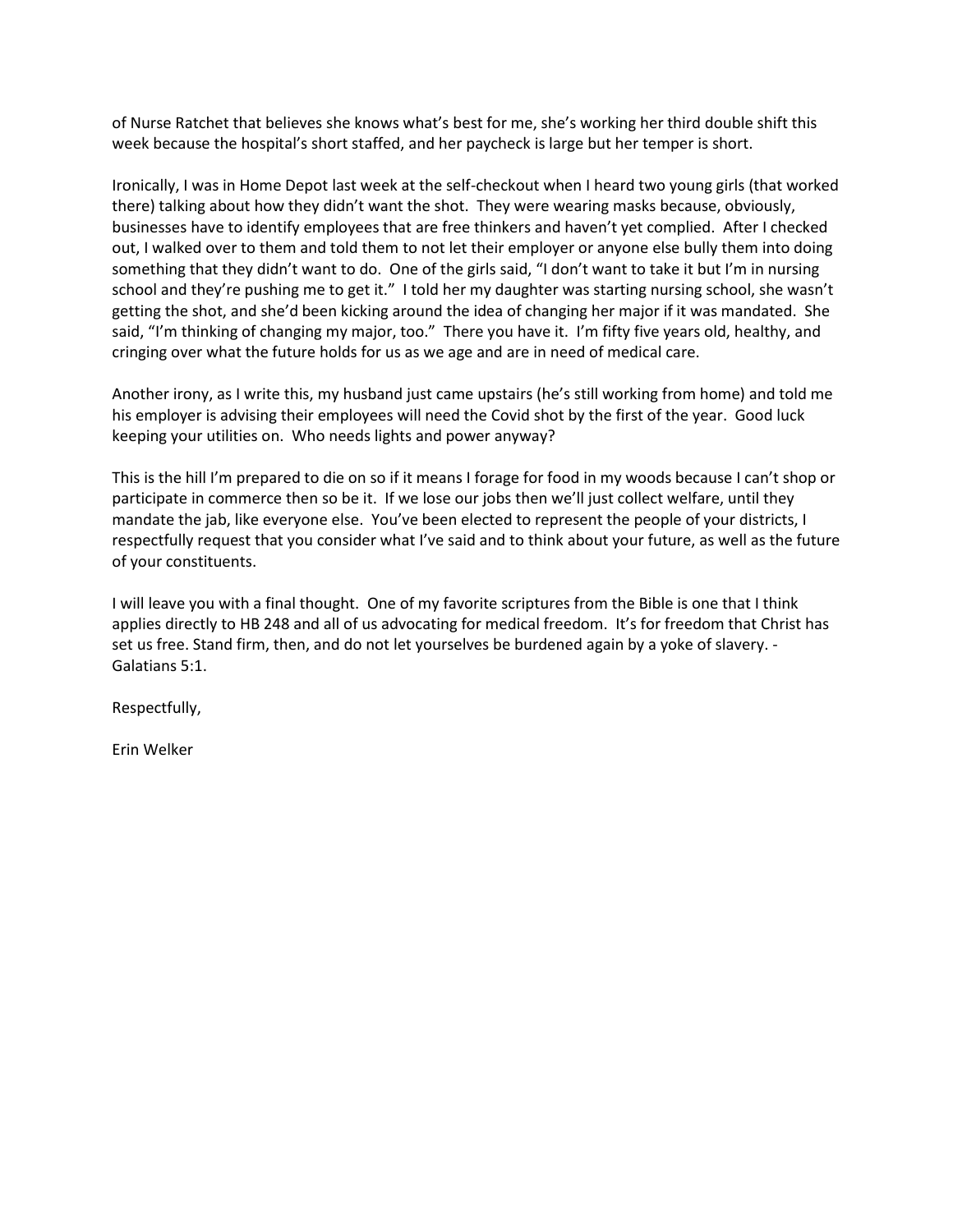of Nurse Ratchet that believes she knows what's best for me, she's working her third double shift this week because the hospital's short staffed, and her paycheck is large but her temper is short.

Ironically, I was in Home Depot last week at the self-checkout when I heard two young girls (that worked there) talking about how they didn't want the shot. They were wearing masks because, obviously, businesses have to identify employees that are free thinkers and haven't yet complied. After I checked out, I walked over to them and told them to not let their employer or anyone else bully them into doing something that they didn't want to do. One of the girls said, "I don't want to take it but I'm in nursing school and they're pushing me to get it." I told her my daughter was starting nursing school, she wasn't getting the shot, and she'd been kicking around the idea of changing her major if it was mandated. She said, "I'm thinking of changing my major, too." There you have it. I'm fifty five years old, healthy, and cringing over what the future holds for us as we age and are in need of medical care.

Another irony, as I write this, my husband just came upstairs (he's still working from home) and told me his employer is advising their employees will need the Covid shot by the first of the year. Good luck keeping your utilities on. Who needs lights and power anyway?

This is the hill I'm prepared to die on so if it means I forage for food in my woods because I can't shop or participate in commerce then so be it. If we lose our jobs then we'll just collect welfare, until they mandate the jab, like everyone else. You've been elected to represent the people of your districts, I respectfully request that you consider what I've said and to think about your future, as well as the future of your constituents.

I will leave you with a final thought. One of my favorite scriptures from the Bible is one that I think applies directly to HB 248 and all of us advocating for medical freedom. It's for freedom that Christ has set us free. Stand firm, then, and do not let yourselves be burdened again by a yoke of slavery. - Galatians 5:1.

Respectfully,

Erin Welker